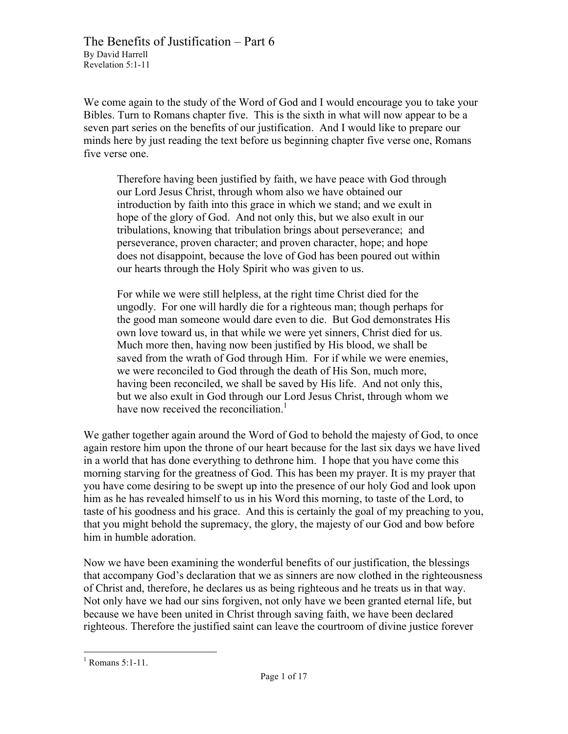# The Benefits of Justification – Part 6

By David Harrell
Revelation 5:1-11

We come again to the study of the Word of God and I would encourage you to take your Bibles. Turn to Romans chapter five. This is the sixth in what will now appear to be a seven part series on the benefits of our justification. And I would like to prepare our minds here by just reading the text before us beginning chapter five verse one, Romans five verse one.

> Therefore having been justified by faith, we have peace with God through our Lord Jesus Christ, through whom also we have obtained our introduction by faith into this grace in which we stand; and we exult in hope of the glory of God. And not only this, but we also exult in our tribulations, knowing that tribulation brings about perseverance; and perseverance, proven character; and proven character, hope; and hope does not disappoint, because the love of God has been poured out within our hearts through the Holy Spirit who was given to us.
>
> For while we were still helpless, at the right time Christ died for the ungodly. For one will hardly die for a righteous man; though perhaps for the good man someone would dare even to die. But God demonstrates His own love toward us, in that while we were yet sinners, Christ died for us. Much more then, having now been justified by His blood, we shall be saved from the wrath of God through Him. For if while we were enemies, we were reconciled to God through the death of His Son, much more, having been reconciled, we shall be saved by His life. And not only this, but we also exult in God through our Lord Jesus Christ, through whom we have now received the reconciliation.[1]

We gather together again around the Word of God to behold the majesty of God, to once again restore him upon the throne of our heart because for the last six days we have lived in a world that has done everything to dethrone him. I hope that you have come this morning starving for the greatness of God. This has been my prayer. It is my prayer that you have come desiring to be swept up into the presence of our holy God and look upon him as he has revealed himself to us in his Word this morning, to taste of the Lord, to taste of his goodness and his grace. And this is certainly the goal of my preaching to you, that you might behold the supremacy, the glory, the majesty of our God and bow before him in humble adoration.

Now we have been examining the wonderful benefits of our justification, the blessings that accompany God's declaration that we as sinners are now clothed in the righteousness of Christ and, therefore, he declares us as being righteous and he treats us in that way. Not only have we had our sins forgiven, not only have we been granted eternal life, but because we have been united in Christ through saving faith, we have been declared righteous. Therefore the justified saint can leave the courtroom of divine justice forever

---

[1] Romans 5:1-11.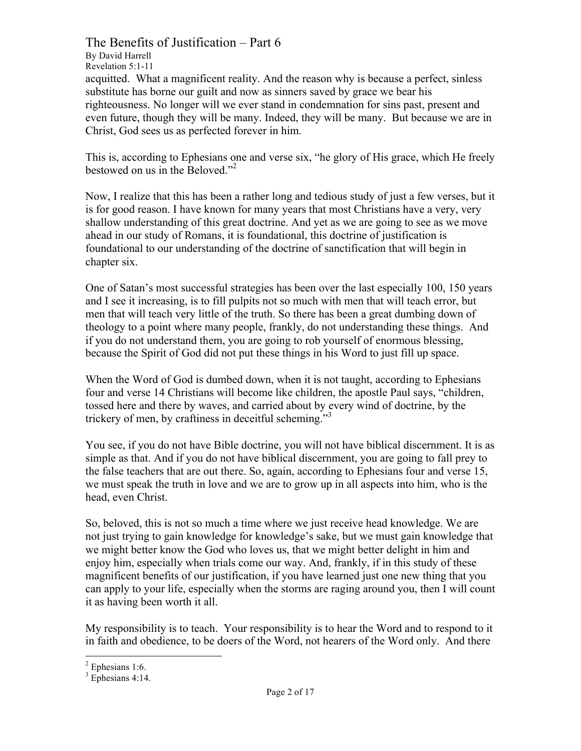acquitted. What a magnificent reality. And the reason why is because a perfect, sinless substitute has borne our guilt and now as sinners saved by grace we bear his righteousness. No longer will we ever stand in condemnation for sins past, present and even future, though they will be many. Indeed, they will be many. But because we are in Christ, God sees us as perfected forever in him.

This is, according to Ephesians one and verse six, "he glory of His grace, which He freely bestowed on us in the Beloved."[2]

Now, I realize that this has been a rather long and tedious study of just a few verses, but it is for good reason. I have known for many years that most Christians have a very, very shallow understanding of this great doctrine. And yet as we are going to see as we move ahead in our study of Romans, it is foundational, this doctrine of justification is foundational to our understanding of the doctrine of sanctification that will begin in chapter six.

One of Satan's most successful strategies has been over the last especially 100, 150 years and I see it increasing, is to fill pulpits not so much with men that will teach error, but men that will teach very little of the truth. So there has been a great dumbing down of theology to a point where many people, frankly, do not understanding these things. And if you do not understand them, you are going to rob yourself of enormous blessing, because the Spirit of God did not put these things in his Word to just fill up space.

When the Word of God is dumbed down, when it is not taught, according to Ephesians four and verse 14 Christians will become like children, the apostle Paul says, "children, tossed here and there by waves, and carried about by every wind of doctrine, by the trickery of men, by craftiness in deceitful scheming."[3]

You see, if you do not have Bible doctrine, you will not have biblical discernment. It is as simple as that. And if you do not have biblical discernment, you are going to fall prey to the false teachers that are out there. So, again, according to Ephesians four and verse 15, we must speak the truth in love and we are to grow up in all aspects into him, who is the head, even Christ.

So, beloved, this is not so much a time where we just receive head knowledge. We are not just trying to gain knowledge for knowledge's sake, but we must gain knowledge that we might better know the God who loves us, that we might better delight in him and enjoy him, especially when trials come our way. And, frankly, if in this study of these magnificent benefits of our justification, if you have learned just one new thing that you can apply to your life, especially when the storms are raging around you, then I will count it as having been worth it all.

My responsibility is to teach. Your responsibility is to hear the Word and to respond to it in faith and obedience, to be doers of the Word, not hearers of the Word only. And there

---

[2] Ephesians 1:6.

[3] Ephesians 4:14.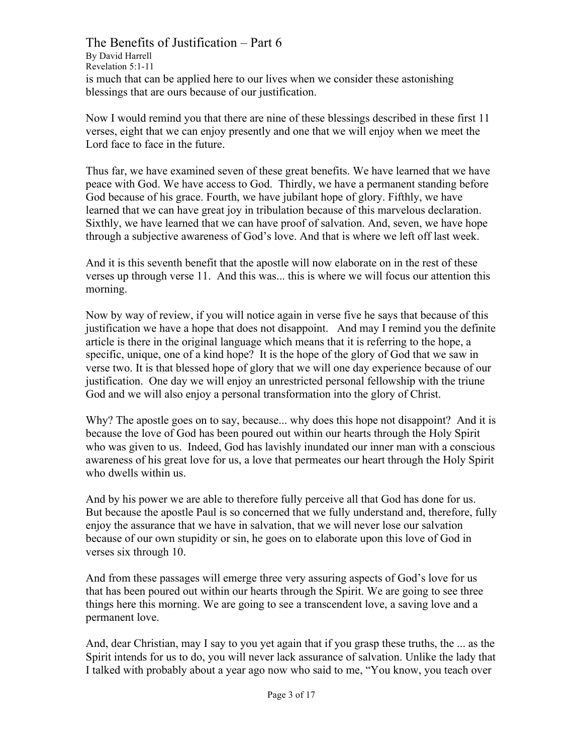is much that can be applied here to our lives when we consider these astonishing blessings that are ours because of our justification.

Now I would remind you that there are nine of these blessings described in these first 11 verses, eight that we can enjoy presently and one that we will enjoy when we meet the Lord face to face in the future.

Thus far, we have examined seven of these great benefits. We have learned that we have peace with God. We have access to God. Thirdly, we have a permanent standing before God because of his grace. Fourth, we have jubilant hope of glory. Fifthly, we have learned that we can have great joy in tribulation because of this marvelous declaration. Sixthly, we have learned that we can have proof of salvation. And, seven, we have hope through a subjective awareness of God's love. And that is where we left off last week.

And it is this seventh benefit that the apostle will now elaborate on in the rest of these verses up through verse 11. And this was... this is where we will focus our attention this morning.

Now by way of review, if you will notice again in verse five he says that because of this justification we have a hope that does not disappoint. And may I remind you the definite article is there in the original language which means that it is referring to the hope, a specific, unique, one of a kind hope? It is the hope of the glory of God that we saw in verse two. It is that blessed hope of glory that we will one day experience because of our justification. One day we will enjoy an unrestricted personal fellowship with the triune God and we will also enjoy a personal transformation into the glory of Christ.

Why? The apostle goes on to say, because... why does this hope not disappoint? And it is because the love of God has been poured out within our hearts through the Holy Spirit who was given to us. Indeed, God has lavishly inundated our inner man with a conscious awareness of his great love for us, a love that permeates our heart through the Holy Spirit who dwells within us.

And by his power we are able to therefore fully perceive all that God has done for us. But because the apostle Paul is so concerned that we fully understand and, therefore, fully enjoy the assurance that we have in salvation, that we will never lose our salvation because of our own stupidity or sin, he goes on to elaborate upon this love of God in verses six through 10.

And from these passages will emerge three very assuring aspects of God's love for us that has been poured out within our hearts through the Spirit. We are going to see three things here this morning. We are going to see a transcendent love, a saving love and a permanent love.

And, dear Christian, may I say to you yet again that if you grasp these truths, the ... as the Spirit intends for us to do, you will never lack assurance of salvation. Unlike the lady that I talked with probably about a year ago now who said to me, "You know, you teach over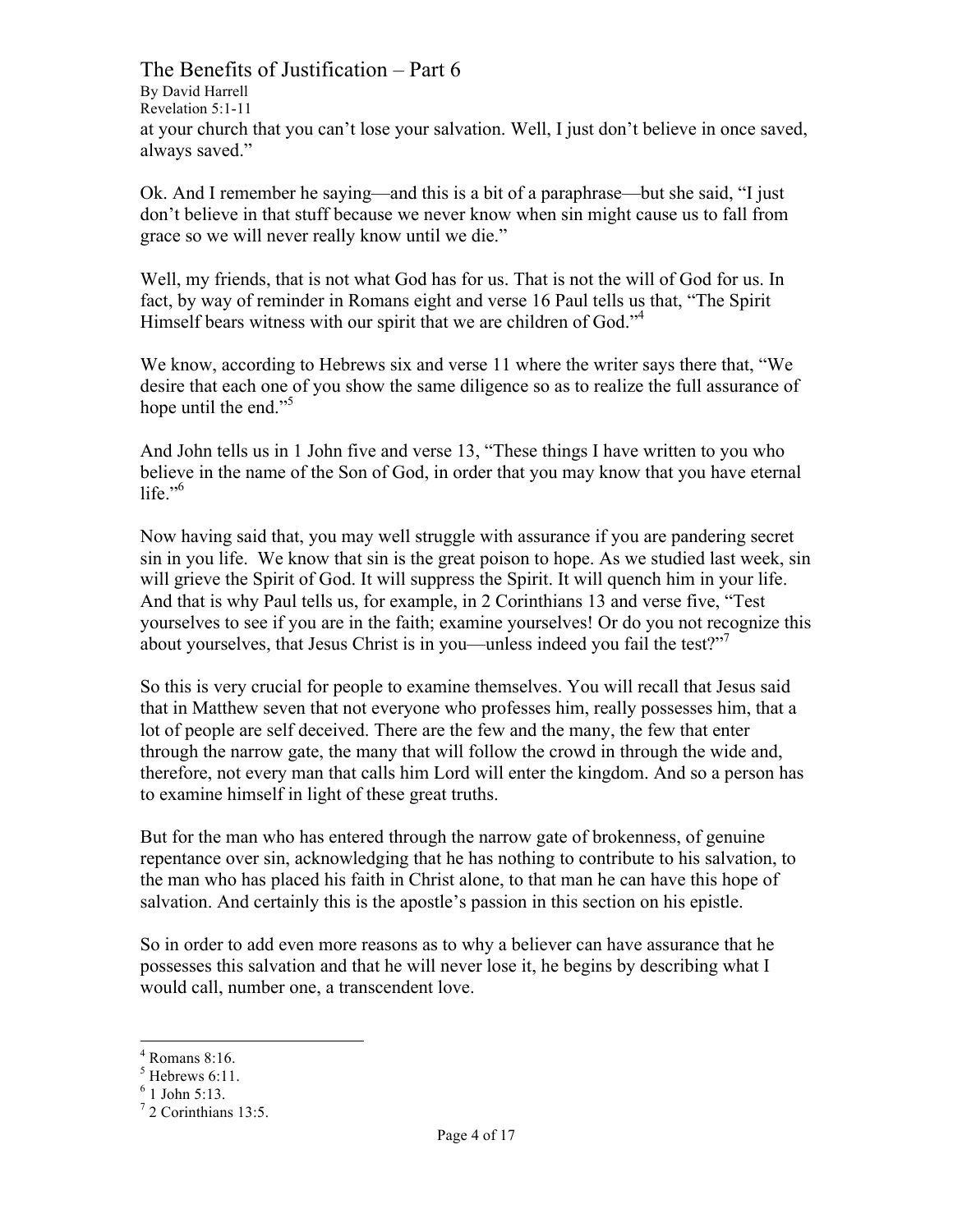at your church that you can't lose your salvation. Well, I just don't believe in once saved, always saved."

Ok. And I remember he saying—and this is a bit of a paraphrase—but she said, "I just don't believe in that stuff because we never know when sin might cause us to fall from grace so we will never really know until we die."

Well, my friends, that is not what God has for us. That is not the will of God for us. In fact, by way of reminder in Romans eight and verse 16 Paul tells us that, "The Spirit Himself bears witness with our spirit that we are children of God."[4]

We know, according to Hebrews six and verse 11 where the writer says there that, "We desire that each one of you show the same diligence so as to realize the full assurance of hope until the end."[5]

And John tells us in 1 John five and verse 13, "These things I have written to you who believe in the name of the Son of God, in order that you may know that you have eternal life."[6]

Now having said that, you may well struggle with assurance if you are pandering secret sin in you life. We know that sin is the great poison to hope. As we studied last week, sin will grieve the Spirit of God. It will suppress the Spirit. It will quench him in your life. And that is why Paul tells us, for example, in 2 Corinthians 13 and verse five, "Test yourselves to see if you are in the faith; examine yourselves! Or do you not recognize this about yourselves, that Jesus Christ is in you—unless indeed you fail the test?"[7]

So this is very crucial for people to examine themselves. You will recall that Jesus said that in Matthew seven that not everyone who professes him, really possesses him, that a lot of people are self deceived. There are the few and the many, the few that enter through the narrow gate, the many that will follow the crowd in through the wide and, therefore, not every man that calls him Lord will enter the kingdom. And so a person has to examine himself in light of these great truths.

But for the man who has entered through the narrow gate of brokenness, of genuine repentance over sin, acknowledging that he has nothing to contribute to his salvation, to the man who has placed his faith in Christ alone, to that man he can have this hope of salvation. And certainly this is the apostle's passion in this section on his epistle.

So in order to add even more reasons as to why a believer can have assurance that he possesses this salvation and that he will never lose it, he begins by describing what I would call, number one, a transcendent love.

---

[4] Romans 8:16.
[5] Hebrews 6:11.
[6] 1 John 5:13.
[7] 2 Corinthians 13:5.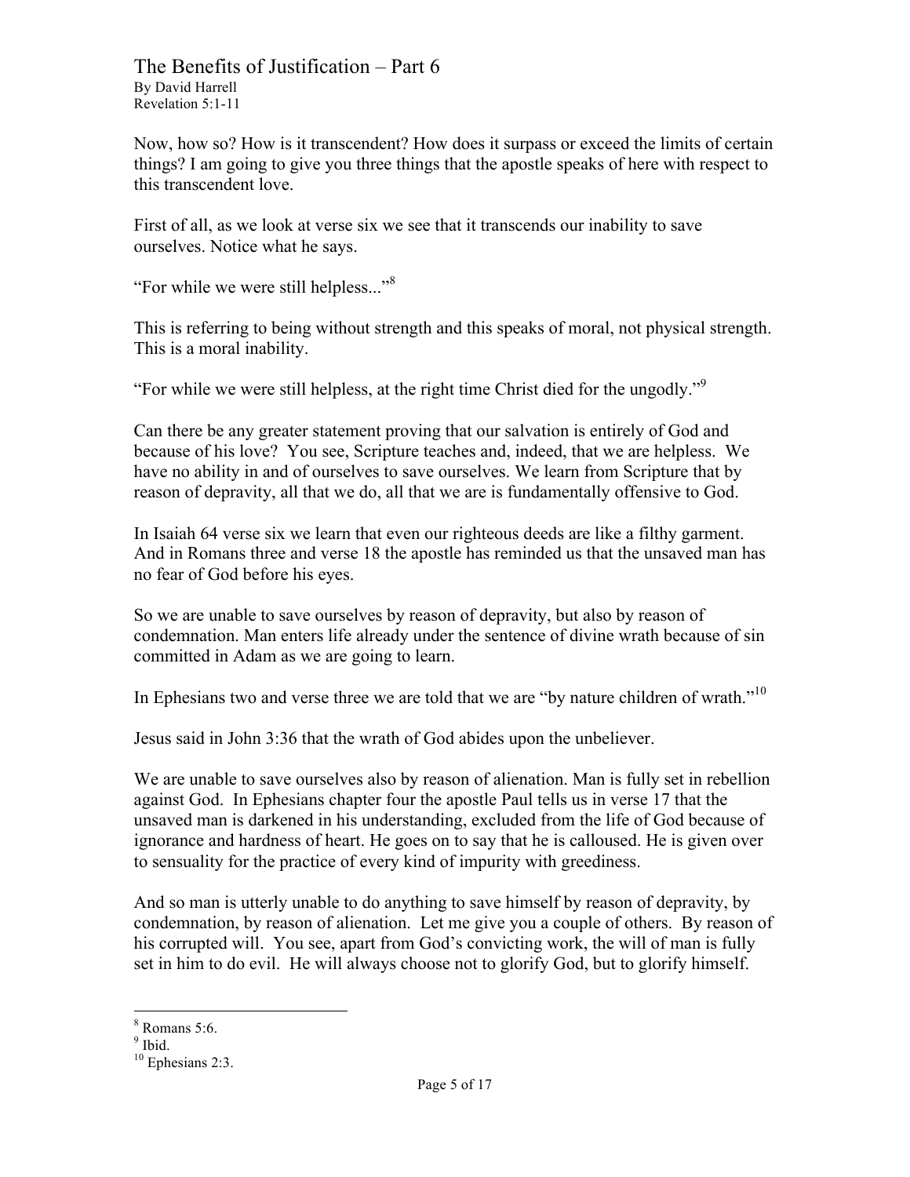Now, how so? How is it transcendent? How does it surpass or exceed the limits of certain things? I am going to give you three things that the apostle speaks of here with respect to this transcendent love.

First of all, as we look at verse six we see that it transcends our inability to save ourselves. Notice what he says.

"For while we were still helpless..."[8]

This is referring to being without strength and this speaks of moral, not physical strength. This is a moral inability.

"For while we were still helpless, at the right time Christ died for the ungodly."[9]

Can there be any greater statement proving that our salvation is entirely of God and because of his love? You see, Scripture teaches and, indeed, that we are helpless. We have no ability in and of ourselves to save ourselves. We learn from Scripture that by reason of depravity, all that we do, all that we are is fundamentally offensive to God.

In Isaiah 64 verse six we learn that even our righteous deeds are like a filthy garment. And in Romans three and verse 18 the apostle has reminded us that the unsaved man has no fear of God before his eyes.

So we are unable to save ourselves by reason of depravity, but also by reason of condemnation. Man enters life already under the sentence of divine wrath because of sin committed in Adam as we are going to learn.

In Ephesians two and verse three we are told that we are "by nature children of wrath."[10]

Jesus said in John 3:36 that the wrath of God abides upon the unbeliever.

We are unable to save ourselves also by reason of alienation. Man is fully set in rebellion against God. In Ephesians chapter four the apostle Paul tells us in verse 17 that the unsaved man is darkened in his understanding, excluded from the life of God because of ignorance and hardness of heart. He goes on to say that he is calloused. He is given over to sensuality for the practice of every kind of impurity with greediness.

And so man is utterly unable to do anything to save himself by reason of depravity, by condemnation, by reason of alienation. Let me give you a couple of others. By reason of his corrupted will. You see, apart from God's convicting work, the will of man is fully set in him to do evil. He will always choose not to glorify God, but to glorify himself.

---

[8] Romans 5:6.

[9] Ibid.

[10] Ephesians 2:3.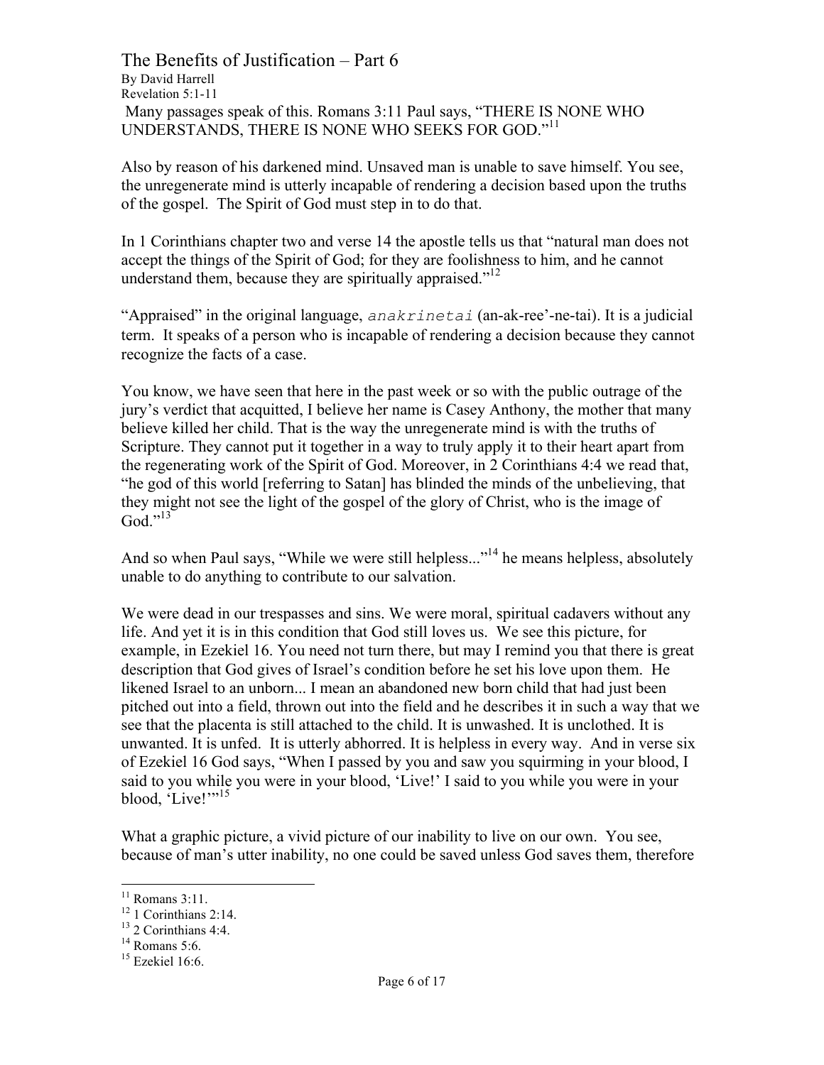Many passages speak of this. Romans 3:11 Paul says, "THERE IS NONE WHO UNDERSTANDS, THERE IS NONE WHO SEEKS FOR GOD."[11]

Also by reason of his darkened mind. Unsaved man is unable to save himself. You see, the unregenerate mind is utterly incapable of rendering a decision based upon the truths of the gospel. The Spirit of God must step in to do that.

In 1 Corinthians chapter two and verse 14 the apostle tells us that "natural man does not accept the things of the Spirit of God; for they are foolishness to him, and he cannot understand them, because they are spiritually appraised."[12]

"Appraised" in the original language, *anakrinetai* (an-ak-ree'-ne-tai). It is a judicial term. It speaks of a person who is incapable of rendering a decision because they cannot recognize the facts of a case.

You know, we have seen that here in the past week or so with the public outrage of the jury's verdict that acquitted, I believe her name is Casey Anthony, the mother that many believe killed her child. That is the way the unregenerate mind is with the truths of Scripture. They cannot put it together in a way to truly apply it to their heart apart from the regenerating work of the Spirit of God. Moreover, in 2 Corinthians 4:4 we read that, "he god of this world [referring to Satan] has blinded the minds of the unbelieving, that they might not see the light of the gospel of the glory of Christ, who is the image of God."[13]

And so when Paul says, "While we were still helpless..."[14] he means helpless, absolutely unable to do anything to contribute to our salvation.

We were dead in our trespasses and sins. We were moral, spiritual cadavers without any life. And yet it is in this condition that God still loves us. We see this picture, for example, in Ezekiel 16. You need not turn there, but may I remind you that there is great description that God gives of Israel's condition before he set his love upon them. He likened Israel to an unborn... I mean an abandoned new born child that had just been pitched out into a field, thrown out into the field and he describes it in such a way that we see that the placenta is still attached to the child. It is unwashed. It is unclothed. It is unwanted. It is unfed. It is utterly abhorred. It is helpless in every way. And in verse six of Ezekiel 16 God says, "When I passed by you and saw you squirming in your blood, I said to you while you were in your blood, 'Live!' I said to you while you were in your blood, 'Live!'"[15]

What a graphic picture, a vivid picture of our inability to live on our own. You see, because of man's utter inability, no one could be saved unless God saves them, therefore

---

[11] Romans 3:11.
[12] 1 Corinthians 2:14.
[13] 2 Corinthians 4:4.
[14] Romans 5:6.
[15] Ezekiel 16:6.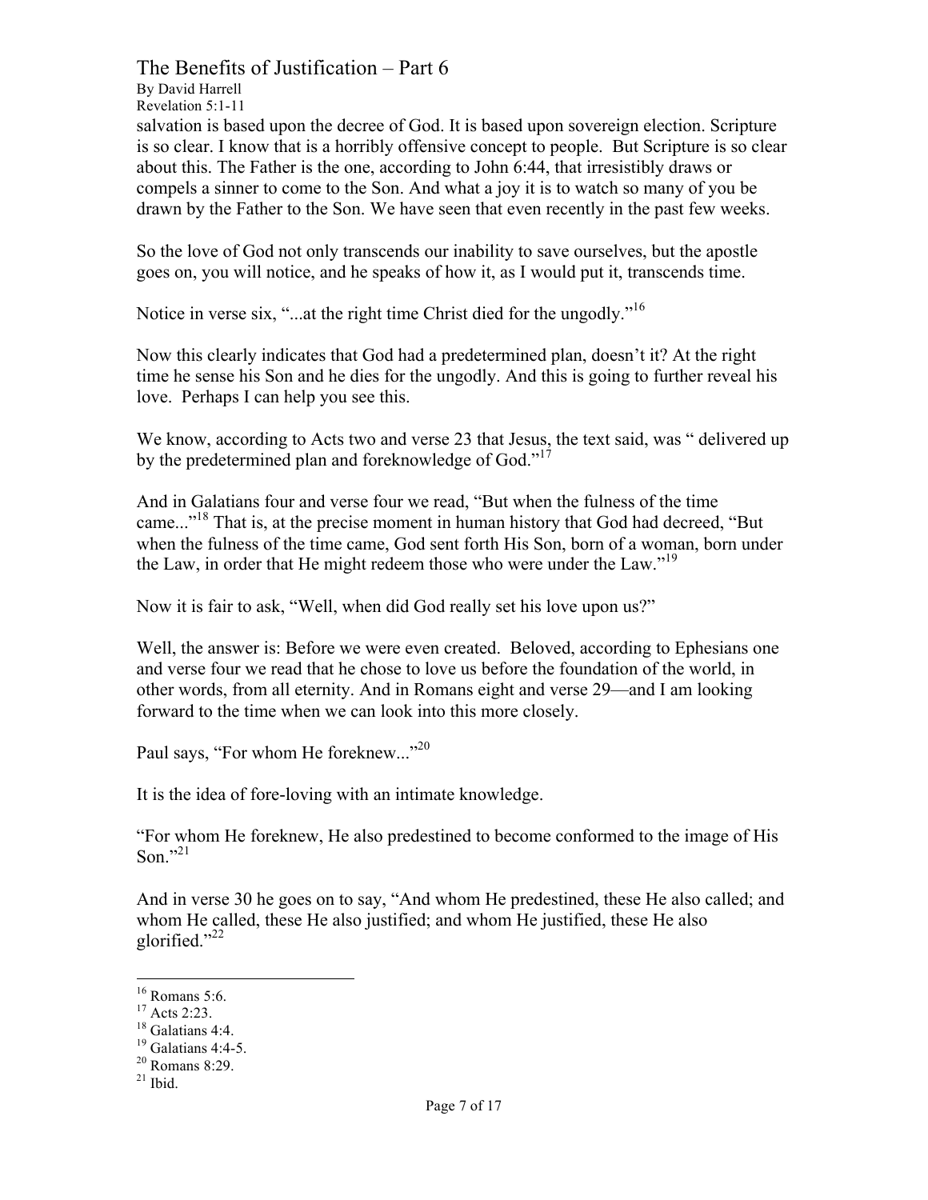salvation is based upon the decree of God. It is based upon sovereign election. Scripture is so clear. I know that is a horribly offensive concept to people. But Scripture is so clear about this. The Father is the one, according to John 6:44, that irresistibly draws or compels a sinner to come to the Son. And what a joy it is to watch so many of you be drawn by the Father to the Son. We have seen that even recently in the past few weeks.

So the love of God not only transcends our inability to save ourselves, but the apostle goes on, you will notice, and he speaks of how it, as I would put it, transcends time.

Notice in verse six, "...at the right time Christ died for the ungodly."[16]

Now this clearly indicates that God had a predetermined plan, doesn't it? At the right time he sense his Son and he dies for the ungodly. And this is going to further reveal his love. Perhaps I can help you see this.

We know, according to Acts two and verse 23 that Jesus, the text said, was " delivered up by the predetermined plan and foreknowledge of God."[17]

And in Galatians four and verse four we read, "But when the fulness of the time came..."[18] That is, at the precise moment in human history that God had decreed, "But when the fulness of the time came, God sent forth His Son, born of a woman, born under the Law, in order that He might redeem those who were under the Law."[19]

Now it is fair to ask, "Well, when did God really set his love upon us?"

Well, the answer is: Before we were even created. Beloved, according to Ephesians one and verse four we read that he chose to love us before the foundation of the world, in other words, from all eternity. And in Romans eight and verse 29—and I am looking forward to the time when we can look into this more closely.

Paul says, "For whom He foreknew..."[20]

It is the idea of fore-loving with an intimate knowledge.

"For whom He foreknew, He also predestined to become conformed to the image of His Son."[21]

And in verse 30 he goes on to say, "And whom He predestined, these He also called; and whom He called, these He also justified; and whom He justified, these He also glorified."[22]

---

[16] Romans 5:6.
[17] Acts 2:23.
[18] Galatians 4:4.
[19] Galatians 4:4-5.
[20] Romans 8:29.
[21] Ibid.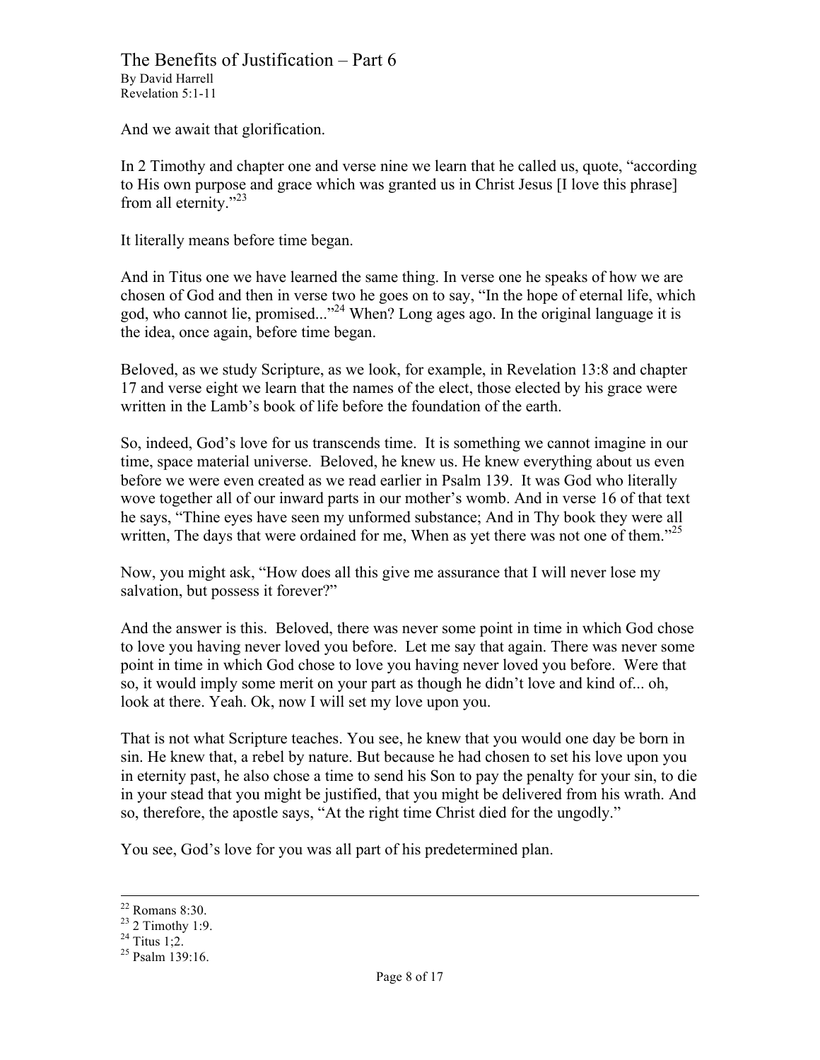And we await that glorification.

In 2 Timothy and chapter one and verse nine we learn that he called us, quote, “according to His own purpose and grace which was granted us in Christ Jesus [I love this phrase] from all eternity.”[23]

It literally means before time began.

And in Titus one we have learned the same thing. In verse one he speaks of how we are chosen of God and then in verse two he goes on to say, “In the hope of eternal life, which god, who cannot lie, promised...”[24] When? Long ages ago. In the original language it is the idea, once again, before time began.

Beloved, as we study Scripture, as we look, for example, in Revelation 13:8 and chapter 17 and verse eight we learn that the names of the elect, those elected by his grace were written in the Lamb’s book of life before the foundation of the earth.

So, indeed, God’s love for us transcends time. It is something we cannot imagine in our time, space material universe. Beloved, he knew us. He knew everything about us even before we were even created as we read earlier in Psalm 139. It was God who literally wove together all of our inward parts in our mother’s womb. And in verse 16 of that text he says, “Thine eyes have seen my unformed substance; And in Thy book they were all written, The days that were ordained for me, When as yet there was not one of them.”[25]

Now, you might ask, “How does all this give me assurance that I will never lose my salvation, but possess it forever?”

And the answer is this. Beloved, there was never some point in time in which God chose to love you having never loved you before. Let me say that again. There was never some point in time in which God chose to love you having never loved you before. Were that so, it would imply some merit on your part as though he didn’t love and kind of... oh, look at there. Yeah. Ok, now I will set my love upon you.

That is not what Scripture teaches. You see, he knew that you would one day be born in sin. He knew that, a rebel by nature. But because he had chosen to set his love upon you in eternity past, he also chose a time to send his Son to pay the penalty for your sin, to die in your stead that you might be justified, that you might be delivered from his wrath. And so, therefore, the apostle says, “At the right time Christ died for the ungodly.”

You see, God’s love for you was all part of his predetermined plan.

---

[22] Romans 8:30.
[23] 2 Timothy 1:9.
[24] Titus 1;2.
[25] Psalm 139:16.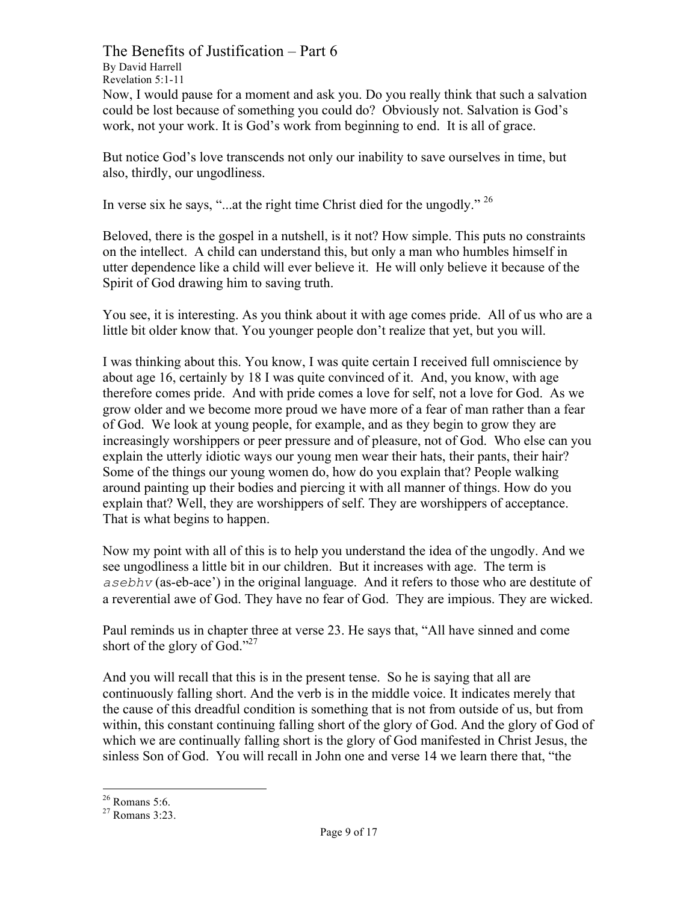Now, I would pause for a moment and ask you. Do you really think that such a salvation could be lost because of something you could do? Obviously not. Salvation is God's work, not your work. It is God's work from beginning to end. It is all of grace.

But notice God's love transcends not only our inability to save ourselves in time, but also, thirdly, our ungodliness.

In verse six he says, "...at the right time Christ died for the ungodly." [26]

Beloved, there is the gospel in a nutshell, is it not? How simple. This puts no constraints on the intellect. A child can understand this, but only a man who humbles himself in utter dependence like a child will ever believe it. He will only believe it because of the Spirit of God drawing him to saving truth.

You see, it is interesting. As you think about it with age comes pride. All of us who are a little bit older know that. You younger people don't realize that yet, but you will.

I was thinking about this. You know, I was quite certain I received full omniscience by about age 16, certainly by 18 I was quite convinced of it. And, you know, with age therefore comes pride. And with pride comes a love for self, not a love for God. As we grow older and we become more proud we have more of a fear of man rather than a fear of God. We look at young people, for example, and as they begin to grow they are increasingly worshippers or peer pressure and of pleasure, not of God. Who else can you explain the utterly idiotic ways our young men wear their hats, their pants, their hair? Some of the things our young women do, how do you explain that? People walking around painting up their bodies and piercing it with all manner of things. How do you explain that? Well, they are worshippers of self. They are worshippers of acceptance. That is what begins to happen.

Now my point with all of this is to help you understand the idea of the ungodly. And we see ungodliness a little bit in our children. But it increases with age. The term is *asebhv* (as-eb-ace') in the original language. And it refers to those who are destitute of a reverential awe of God. They have no fear of God. They are impious. They are wicked.

Paul reminds us in chapter three at verse 23. He says that, "All have sinned and come short of the glory of God."[27]

And you will recall that this is in the present tense. So he is saying that all are continuously falling short. And the verb is in the middle voice. It indicates merely that the cause of this dreadful condition is something that is not from outside of us, but from within, this constant continuing falling short of the glory of God. And the glory of God of which we are continually falling short is the glory of God manifested in Christ Jesus, the sinless Son of God. You will recall in John one and verse 14 we learn there that, "the

[26] Romans 5:6.
[27] Romans 3:23.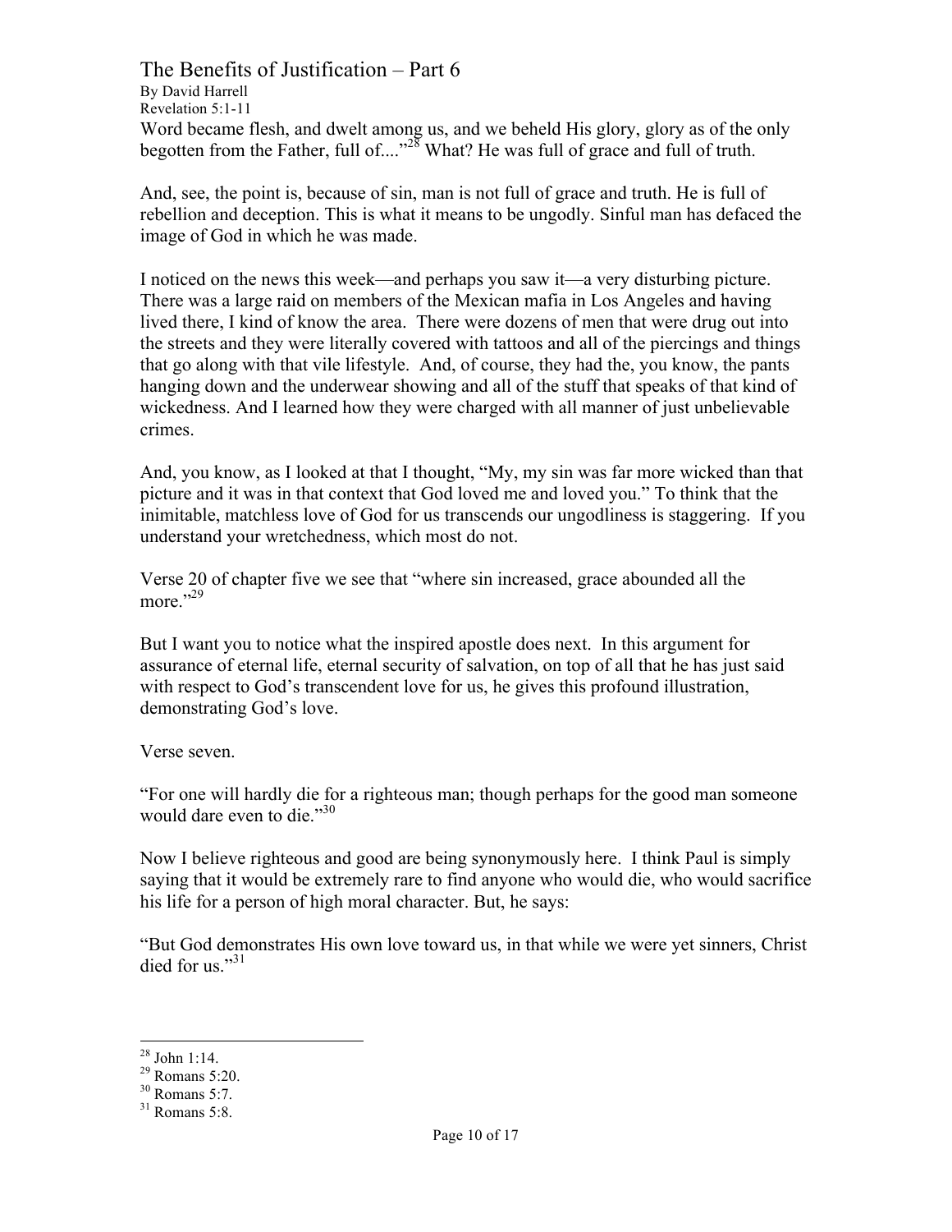Word became flesh, and dwelt among us, and we beheld His glory, glory as of the only begotten from the Father, full of...."[28] What? He was full of grace and full of truth.

And, see, the point is, because of sin, man is not full of grace and truth. He is full of rebellion and deception. This is what it means to be ungodly. Sinful man has defaced the image of God in which he was made.

I noticed on the news this week—and perhaps you saw it—a very disturbing picture. There was a large raid on members of the Mexican mafia in Los Angeles and having lived there, I kind of know the area. There were dozens of men that were drug out into the streets and they were literally covered with tattoos and all of the piercings and things that go along with that vile lifestyle. And, of course, they had the, you know, the pants hanging down and the underwear showing and all of the stuff that speaks of that kind of wickedness. And I learned how they were charged with all manner of just unbelievable crimes.

And, you know, as I looked at that I thought, "My, my sin was far more wicked than that picture and it was in that context that God loved me and loved you." To think that the inimitable, matchless love of God for us transcends our ungodliness is staggering. If you understand your wretchedness, which most do not.

Verse 20 of chapter five we see that "where sin increased, grace abounded all the more."[29]

But I want you to notice what the inspired apostle does next. In this argument for assurance of eternal life, eternal security of salvation, on top of all that he has just said with respect to God's transcendent love for us, he gives this profound illustration, demonstrating God's love.

Verse seven.

"For one will hardly die for a righteous man; though perhaps for the good man someone would dare even to die."[30]

Now I believe righteous and good are being synonymously here. I think Paul is simply saying that it would be extremely rare to find anyone who would die, who would sacrifice his life for a person of high moral character. But, he says:

"But God demonstrates His own love toward us, in that while we were yet sinners, Christ died for us."[31]

---

[28] John 1:14.
[29] Romans 5:20.
[30] Romans 5:7.
[31] Romans 5:8.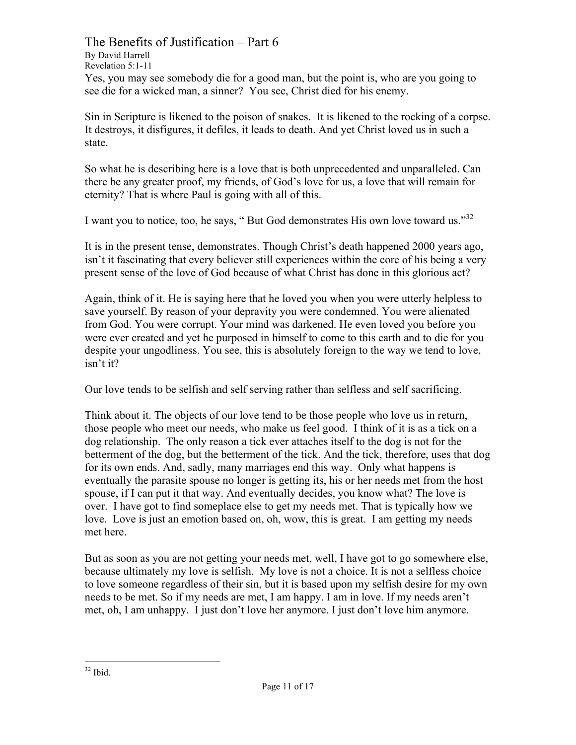Yes, you may see somebody die for a good man, but the point is, who are you going to see die for a wicked man, a sinner? You see, Christ died for his enemy.

Sin in Scripture is likened to the poison of snakes. It is likened to the rocking of a corpse. It destroys, it disfigures, it defiles, it leads to death. And yet Christ loved us in such a state.

So what he is describing here is a love that is both unprecedented and unparalleled. Can there be any greater proof, my friends, of God's love for us, a love that will remain for eternity? That is where Paul is going with all of this.

I want you to notice, too, he says, " But God demonstrates His own love toward us."[32]

It is in the present tense, demonstrates. Though Christ's death happened 2000 years ago, isn't it fascinating that every believer still experiences within the core of his being a very present sense of the love of God because of what Christ has done in this glorious act?

Again, think of it. He is saying here that he loved you when you were utterly helpless to save yourself. By reason of your depravity you were condemned. You were alienated from God. You were corrupt. Your mind was darkened. He even loved you before you were ever created and yet he purposed in himself to come to this earth and to die for you despite your ungodliness. You see, this is absolutely foreign to the way we tend to love, isn't it?

Our love tends to be selfish and self serving rather than selfless and self sacrificing.

Think about it. The objects of our love tend to be those people who love us in return, those people who meet our needs, who make us feel good. I think of it is as a tick on a dog relationship. The only reason a tick ever attaches itself to the dog is not for the betterment of the dog, but the betterment of the tick. And the tick, therefore, uses that dog for its own ends. And, sadly, many marriages end this way. Only what happens is eventually the parasite spouse no longer is getting its, his or her needs met from the host spouse, if I can put it that way. And eventually decides, you know what? The love is over. I have got to find someplace else to get my needs met. That is typically how we love. Love is just an emotion based on, oh, wow, this is great. I am getting my needs met here.

But as soon as you are not getting your needs met, well, I have got to go somewhere else, because ultimately my love is selfish. My love is not a choice. It is not a selfless choice to love someone regardless of their sin, but it is based upon my selfish desire for my own needs to be met. So if my needs are met, I am happy. I am in love. If my needs aren't met, oh, I am unhappy. I just don't love her anymore. I just don't love him anymore.

---

[32] Ibid.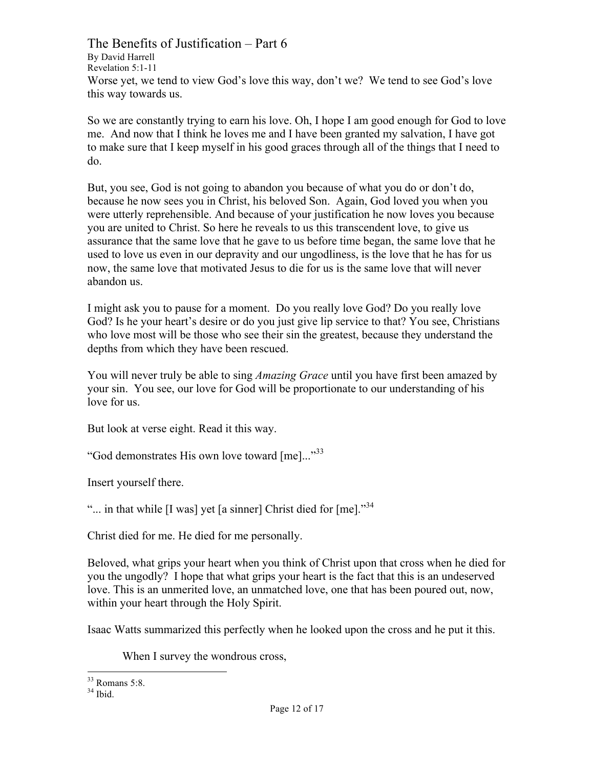Worse yet, we tend to view God's love this way, don't we? We tend to see God's love this way towards us.

So we are constantly trying to earn his love. Oh, I hope I am good enough for God to love me. And now that I think he loves me and I have been granted my salvation, I have got to make sure that I keep myself in his good graces through all of the things that I need to do.

But, you see, God is not going to abandon you because of what you do or don't do, because he now sees you in Christ, his beloved Son. Again, God loved you when you were utterly reprehensible. And because of your justification he now loves you because you are united to Christ. So here he reveals to us this transcendent love, to give us assurance that the same love that he gave to us before time began, the same love that he used to love us even in our depravity and our ungodliness, is the love that he has for us now, the same love that motivated Jesus to die for us is the same love that will never abandon us.

I might ask you to pause for a moment. Do you really love God? Do you really love God? Is he your heart's desire or do you just give lip service to that? You see, Christians who love most will be those who see their sin the greatest, because they understand the depths from which they have been rescued.

You will never truly be able to sing *Amazing Grace* until you have first been amazed by your sin. You see, our love for God will be proportionate to our understanding of his love for us.

But look at verse eight. Read it this way.

"God demonstrates His own love toward [me]..."[33]

Insert yourself there.

"... in that while [I was] yet [a sinner] Christ died for [me]."[34]

Christ died for me. He died for me personally.

Beloved, what grips your heart when you think of Christ upon that cross when he died for you the ungodly? I hope that what grips your heart is the fact that this is an undeserved love. This is an unmerited love, an unmatched love, one that has been poured out, now, within your heart through the Holy Spirit.

Isaac Watts summarized this perfectly when he looked upon the cross and he put it this.

> When I survey the wondrous cross,

---

[33] Romans 5:8.

[34] Ibid.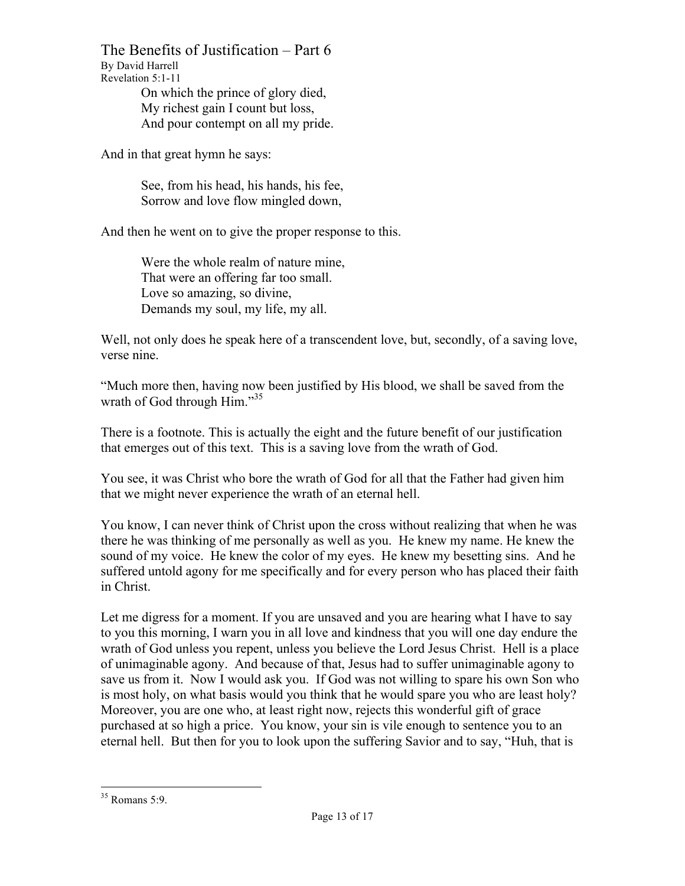On which the prince of glory died,
My richest gain I count but loss,
And pour contempt on all my pride.

And in that great hymn he says:

See, from his head, his hands, his fee,
Sorrow and love flow mingled down,

And then he went on to give the proper response to this.

Were the whole realm of nature mine,
That were an offering far too small.
Love so amazing, so divine,
Demands my soul, my life, my all.

Well, not only does he speak here of a transcendent love, but, secondly, of a saving love, verse nine.

"Much more then, having now been justified by His blood, we shall be saved from the wrath of God through Him."[35]

There is a footnote. This is actually the eight and the future benefit of our justification that emerges out of this text. This is a saving love from the wrath of God.

You see, it was Christ who bore the wrath of God for all that the Father had given him that we might never experience the wrath of an eternal hell.

You know, I can never think of Christ upon the cross without realizing that when he was there he was thinking of me personally as well as you. He knew my name. He knew the sound of my voice. He knew the color of my eyes. He knew my besetting sins. And he suffered untold agony for me specifically and for every person who has placed their faith in Christ.

Let me digress for a moment. If you are unsaved and you are hearing what I have to say to you this morning, I warn you in all love and kindness that you will one day endure the wrath of God unless you repent, unless you believe the Lord Jesus Christ. Hell is a place of unimaginable agony. And because of that, Jesus had to suffer unimaginable agony to save us from it. Now I would ask you. If God was not willing to spare his own Son who is most holy, on what basis would you think that he would spare you who are least holy? Moreover, you are one who, at least right now, rejects this wonderful gift of grace purchased at so high a price. You know, your sin is vile enough to sentence you to an eternal hell. But then for you to look upon the suffering Savior and to say, "Huh, that is

[35] Romans 5:9.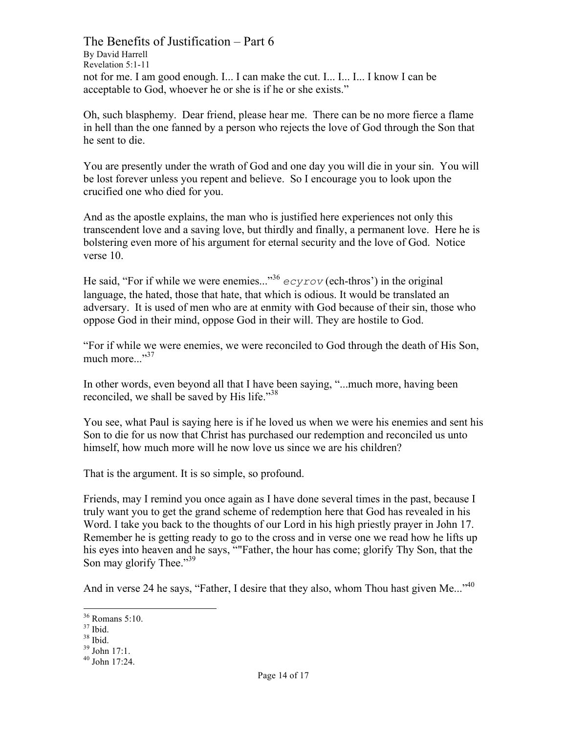not for me. I am good enough. I... I can make the cut. I... I... I... I know I can be acceptable to God, whoever he or she is if he or she exists."

Oh, such blasphemy. Dear friend, please hear me. There can be no more fierce a flame in hell than the one fanned by a person who rejects the love of God through the Son that he sent to die.

You are presently under the wrath of God and one day you will die in your sin. You will be lost forever unless you repent and believe. So I encourage you to look upon the crucified one who died for you.

And as the apostle explains, the man who is justified here experiences not only this transcendent love and a saving love, but thirdly and finally, a permanent love. Here he is bolstering even more of his argument for eternal security and the love of God. Notice verse 10.

He said, "For if while we were enemies..."[36] `ecyrov` (ech-thros') in the original language, the hated, those that hate, that which is odious. It would be translated an adversary. It is used of men who are at enmity with God because of their sin, those who oppose God in their mind, oppose God in their will. They are hostile to God.

"For if while we were enemies, we were reconciled to God through the death of His Son, much more..."[37]

In other words, even beyond all that I have been saying, "...much more, having been reconciled, we shall be saved by His life."[38]

You see, what Paul is saying here is if he loved us when we were his enemies and sent his Son to die for us now that Christ has purchased our redemption and reconciled us unto himself, how much more will he now love us since we are his children?

That is the argument. It is so simple, so profound.

Friends, may I remind you once again as I have done several times in the past, because I truly want you to get the grand scheme of redemption here that God has revealed in his Word. I take you back to the thoughts of our Lord in his high priestly prayer in John 17. Remember he is getting ready to go to the cross and in verse one we read how he lifts up his eyes into heaven and he says, ""Father, the hour has come; glorify Thy Son, that the Son may glorify Thee."[39]

And in verse 24 he says, "Father, I desire that they also, whom Thou hast given Me..."[40]

---

[36] Romans 5:10.
[37] Ibid.
[38] Ibid.
[39] John 17:1.
[40] John 17:24.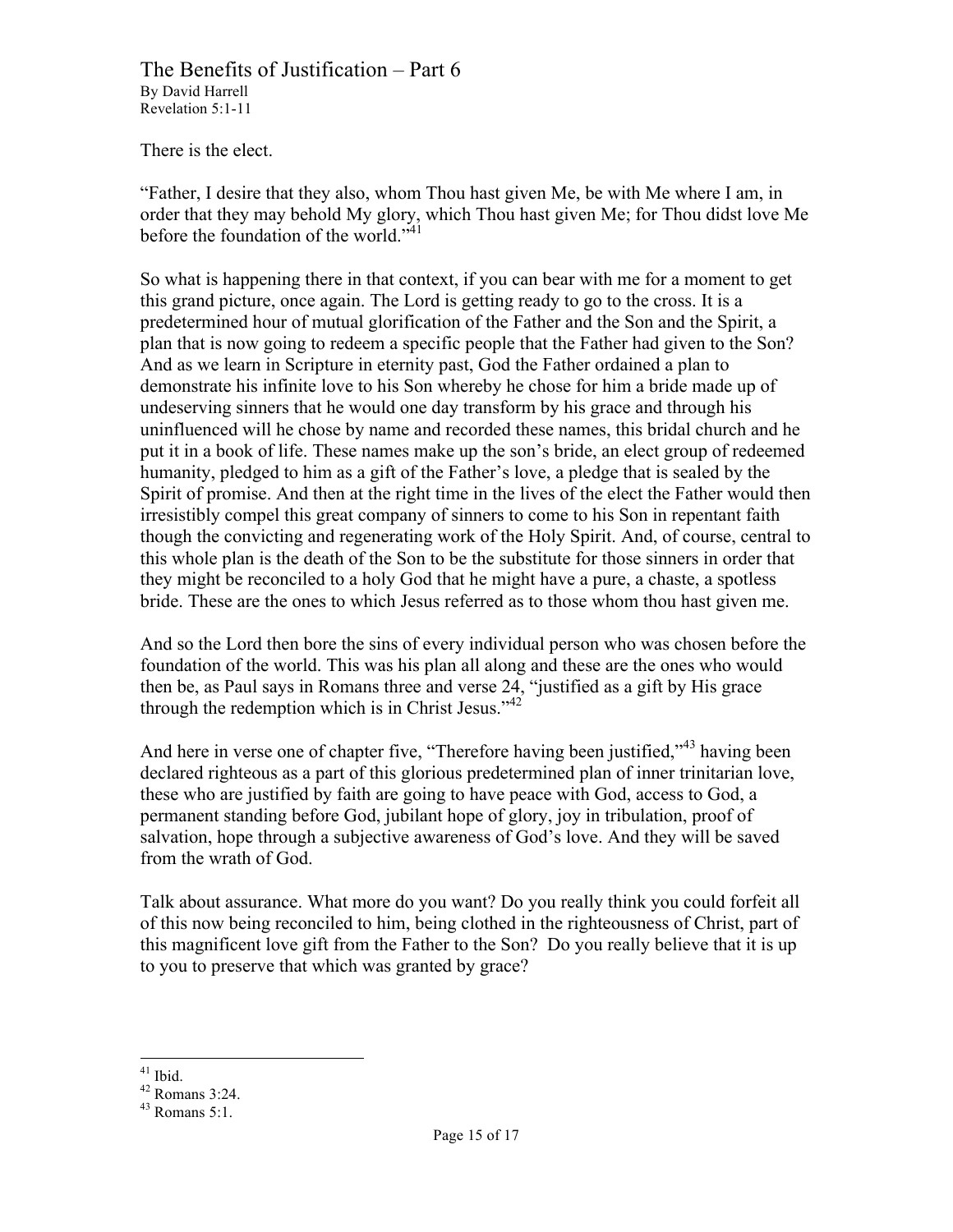There is the elect.

"Father, I desire that they also, whom Thou hast given Me, be with Me where I am, in order that they may behold My glory, which Thou hast given Me; for Thou didst love Me before the foundation of the world."[41]

So what is happening there in that context, if you can bear with me for a moment to get this grand picture, once again. The Lord is getting ready to go to the cross. It is a predetermined hour of mutual glorification of the Father and the Son and the Spirit, a plan that is now going to redeem a specific people that the Father had given to the Son? And as we learn in Scripture in eternity past, God the Father ordained a plan to demonstrate his infinite love to his Son whereby he chose for him a bride made up of undeserving sinners that he would one day transform by his grace and through his uninfluenced will he chose by name and recorded these names, this bridal church and he put it in a book of life. These names make up the son's bride, an elect group of redeemed humanity, pledged to him as a gift of the Father's love, a pledge that is sealed by the Spirit of promise. And then at the right time in the lives of the elect the Father would then irresistibly compel this great company of sinners to come to his Son in repentant faith though the convicting and regenerating work of the Holy Spirit. And, of course, central to this whole plan is the death of the Son to be the substitute for those sinners in order that they might be reconciled to a holy God that he might have a pure, a chaste, a spotless bride. These are the ones to which Jesus referred as to those whom thou hast given me.

And so the Lord then bore the sins of every individual person who was chosen before the foundation of the world. This was his plan all along and these are the ones who would then be, as Paul says in Romans three and verse 24, "justified as a gift by His grace through the redemption which is in Christ Jesus."[42]

And here in verse one of chapter five, "Therefore having been justified,"[43] having been declared righteous as a part of this glorious predetermined plan of inner trinitarian love, these who are justified by faith are going to have peace with God, access to God, a permanent standing before God, jubilant hope of glory, joy in tribulation, proof of salvation, hope through a subjective awareness of God's love. And they will be saved from the wrath of God.

Talk about assurance. What more do you want? Do you really think you could forfeit all of this now being reconciled to him, being clothed in the righteousness of Christ, part of this magnificent love gift from the Father to the Son? Do you really believe that it is up to you to preserve that which was granted by grace?

---

[41] Ibid.

[42] Romans 3:24.

[43] Romans 5:1.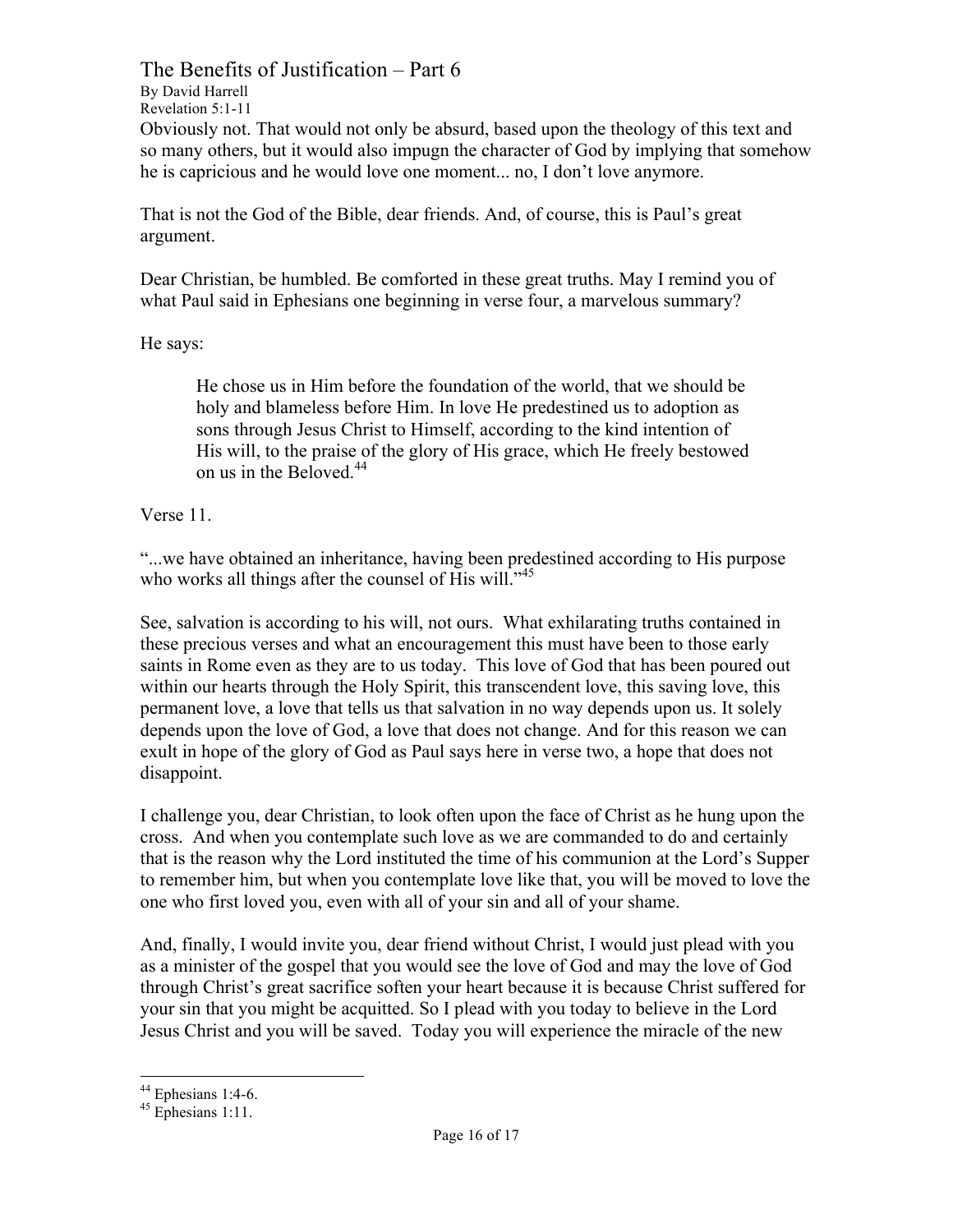Obviously not. That would not only be absurd, based upon the theology of this text and so many others, but it would also impugn the character of God by implying that somehow he is capricious and he would love one moment... no, I don't love anymore.

That is not the God of the Bible, dear friends. And, of course, this is Paul's great argument.

Dear Christian, be humbled. Be comforted in these great truths. May I remind you of what Paul said in Ephesians one beginning in verse four, a marvelous summary?

He says:

> He chose us in Him before the foundation of the world, that we should be holy and blameless before Him. In love He predestined us to adoption as sons through Jesus Christ to Himself, according to the kind intention of His will, to the praise of the glory of His grace, which He freely bestowed on us in the Beloved.[44]

Verse 11.

"...we have obtained an inheritance, having been predestined according to His purpose who works all things after the counsel of His will."[45]

See, salvation is according to his will, not ours. What exhilarating truths contained in these precious verses and what an encouragement this must have been to those early saints in Rome even as they are to us today. This love of God that has been poured out within our hearts through the Holy Spirit, this transcendent love, this saving love, this permanent love, a love that tells us that salvation in no way depends upon us. It solely depends upon the love of God, a love that does not change. And for this reason we can exult in hope of the glory of God as Paul says here in verse two, a hope that does not disappoint.

I challenge you, dear Christian, to look often upon the face of Christ as he hung upon the cross. And when you contemplate such love as we are commanded to do and certainly that is the reason why the Lord instituted the time of his communion at the Lord's Supper to remember him, but when you contemplate love like that, you will be moved to love the one who first loved you, even with all of your sin and all of your shame.

And, finally, I would invite you, dear friend without Christ, I would just plead with you as a minister of the gospel that you would see the love of God and may the love of God through Christ's great sacrifice soften your heart because it is because Christ suffered for your sin that you might be acquitted. So I plead with you today to believe in the Lord Jesus Christ and you will be saved. Today you will experience the miracle of the new

[44] Ephesians 1:4-6.
[45] Ephesians 1:11.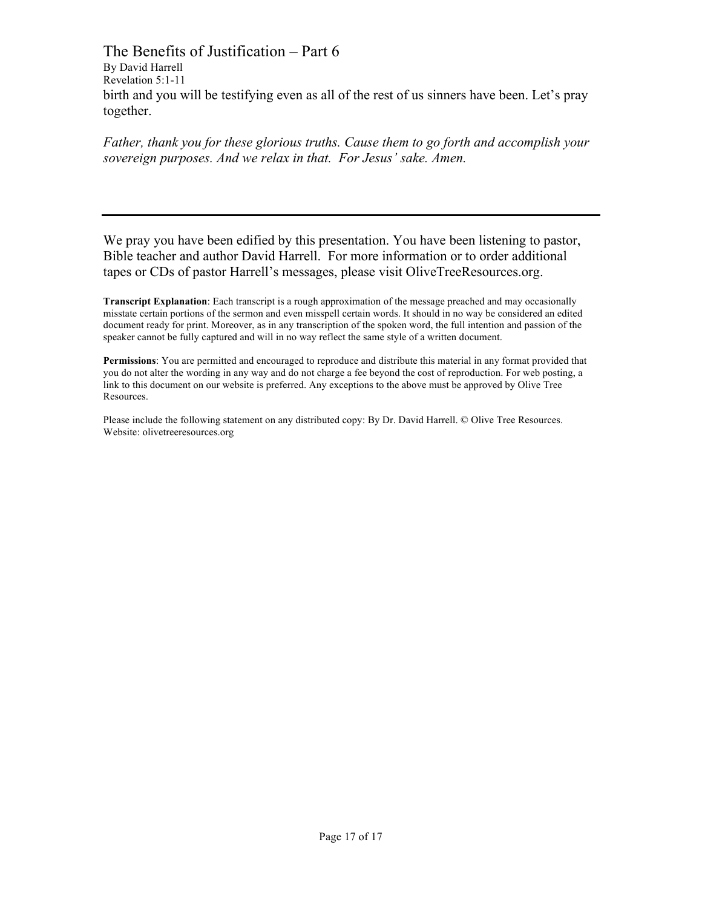birth and you will be testifying even as all of the rest of us sinners have been. Let's pray together.

*Father, thank you for these glorious truths. Cause them to go forth and accomplish your sovereign purposes. And we relax in that. For Jesus' sake. Amen.*

---

We pray you have been edified by this presentation. You have been listening to pastor, Bible teacher and author David Harrell. For more information or to order additional tapes or CDs of pastor Harrell's messages, please visit OliveTreeResources.org.

**Transcript Explanation**: Each transcript is a rough approximation of the message preached and may occasionally misstate certain portions of the sermon and even misspell certain words. It should in no way be considered an edited document ready for print. Moreover, as in any transcription of the spoken word, the full intention and passion of the speaker cannot be fully captured and will in no way reflect the same style of a written document.

**Permissions**: You are permitted and encouraged to reproduce and distribute this material in any format provided that you do not alter the wording in any way and do not charge a fee beyond the cost of reproduction. For web posting, a link to this document on our website is preferred. Any exceptions to the above must be approved by Olive Tree Resources.

Please include the following statement on any distributed copy: By Dr. David Harrell. © Olive Tree Resources. Website: olivetreeresources.org